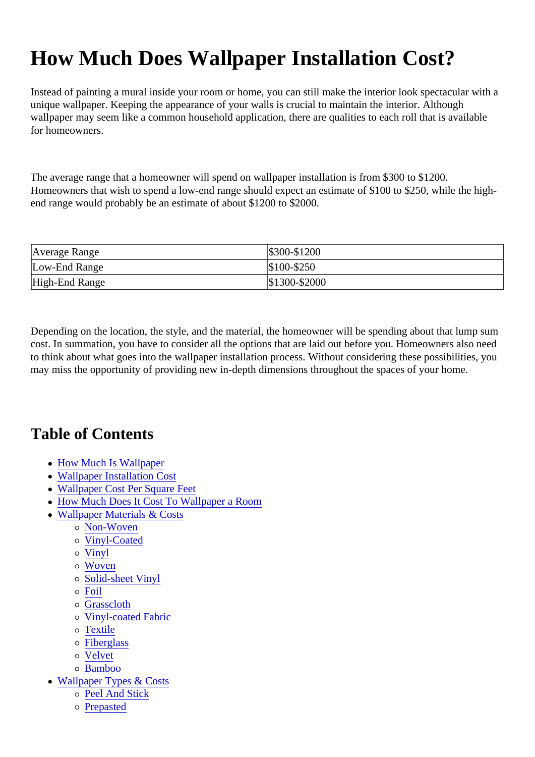# How Much Does Wallpaper Installation Cost?

Instead of painting a mural inside your room or home, you can still make the interior look spectacular with a unique wallpaper. Keeping the appearance of your walls is crucial to maintain the interior. Although wallpaper may seem like a common household application, there are qualities to each roll that is available for homeowners.

The average range that a homeowner will spend on wallpaper installation is from $300 to $1200. Homeowners that wish to spend a low-end range should expect an estimate of $100 to $250, while the high-end range would probably be an estimate of about $1200 to $2000.

| Average Range | $300-$1200 |
|---|---|
| Low-End Range | $100-$250 |
| High-End Range | $1300-$2000 |

Depending on the location, the style, and the material, the homeowner will be spending about that lump sum cost. In summation, you have to consider all the options that are laid out before you. Homeowners also need to think about what goes into the wallpaper installation process. Without considering these possibilities, you may miss the opportunity of providing new in-depth dimensions throughout the spaces of your home.

## Table of Contents

- How Much Is Wallpaper
- Wallpaper Installation Cost
- Wallpaper Cost Per Square Feet
- How Much Does It Cost To Wallpaper a Room
- Wallpaper Materials & Costs
  - Non-Woven
  - Vinyl-Coated
  - Vinyl
  - Woven
  - Solid-sheet Vinyl
  - Foil
  - Grasscloth
  - Vinyl-coated Fabric
  - Textile
  - Fiberglass
  - Velvet
  - Bamboo
- Wallpaper Types & Costs
  - Peel And Stick
  - Prepasted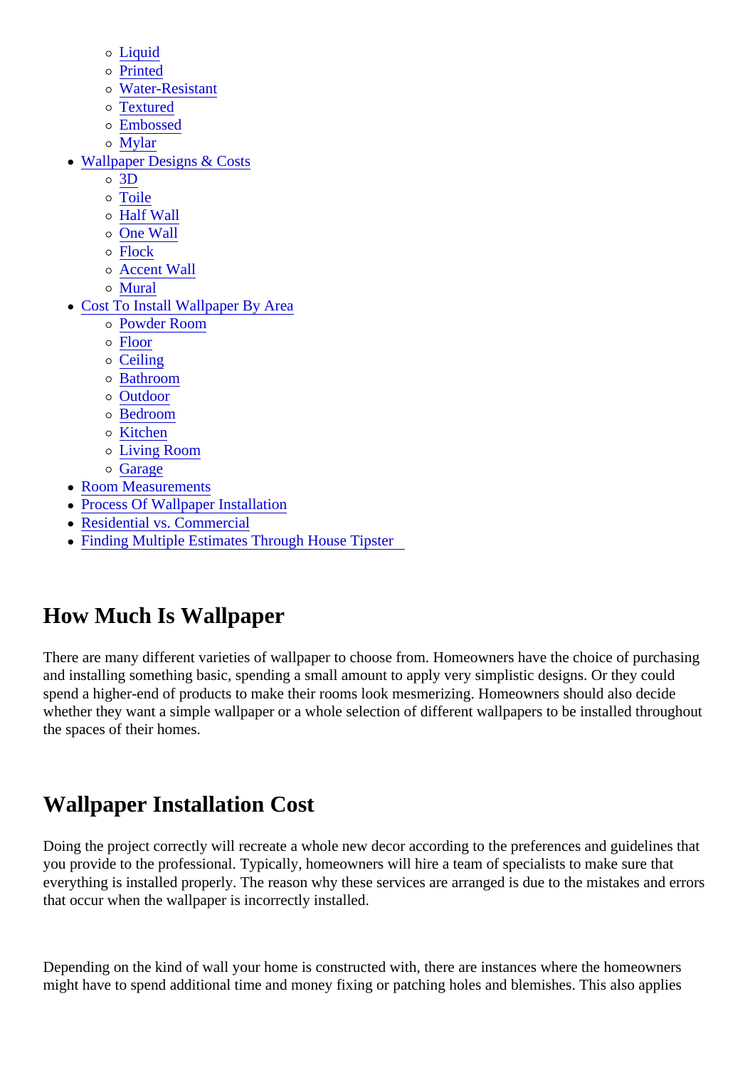- Liquid
  - Printed
  - Water-Resistant
  - Textured
  - Embossed
  - Mylar
- Wallpaper Designs & Costs
  - 3D
  - Toile
  - Half Wall
  - One Wall
  - Flock
  - Accent Wall
  - Mural
- Cost To Install Wallpaper By Area
  - Powder Room
  - Floor
  - Ceiling
  - Bathroom
  - Outdoor
  - Bedroom
  - Kitchen
  - Living Room
  - Garage
- Room Measurements
- Process Of Wallpaper Installation
- Residential vs. Commercial
- Finding Multiple Estimates Through House Tipster

## How Much Is Wallpaper

There are many different varieties of wallpaper to choose from. Homeowners have the choice of purchasing and installing something basic, spending a small amount to apply very simplistic designs. Or they could spend a higher-end of products to make their rooms look mesmerizing. Homeowners should also decide whether they want a simple wallpaper or a whole selection of different wallpapers to be installed throughout the spaces of their homes.

## Wallpaper Installation Cost

Doing the project correctly will recreate a whole new decor according to the preferences and guidelines that you provide to the professional. Typically, homeowners will hire a team of specialists to make sure that everything is installed properly. The reason why these services are arranged is due to the mistakes and errors that occur when the wallpaper is incorrectly installed.

Depending on the kind of wall your home is constructed with, there are instances where the homeowners might have to spend additional time and money fixing or patching holes and blemishes. This also applies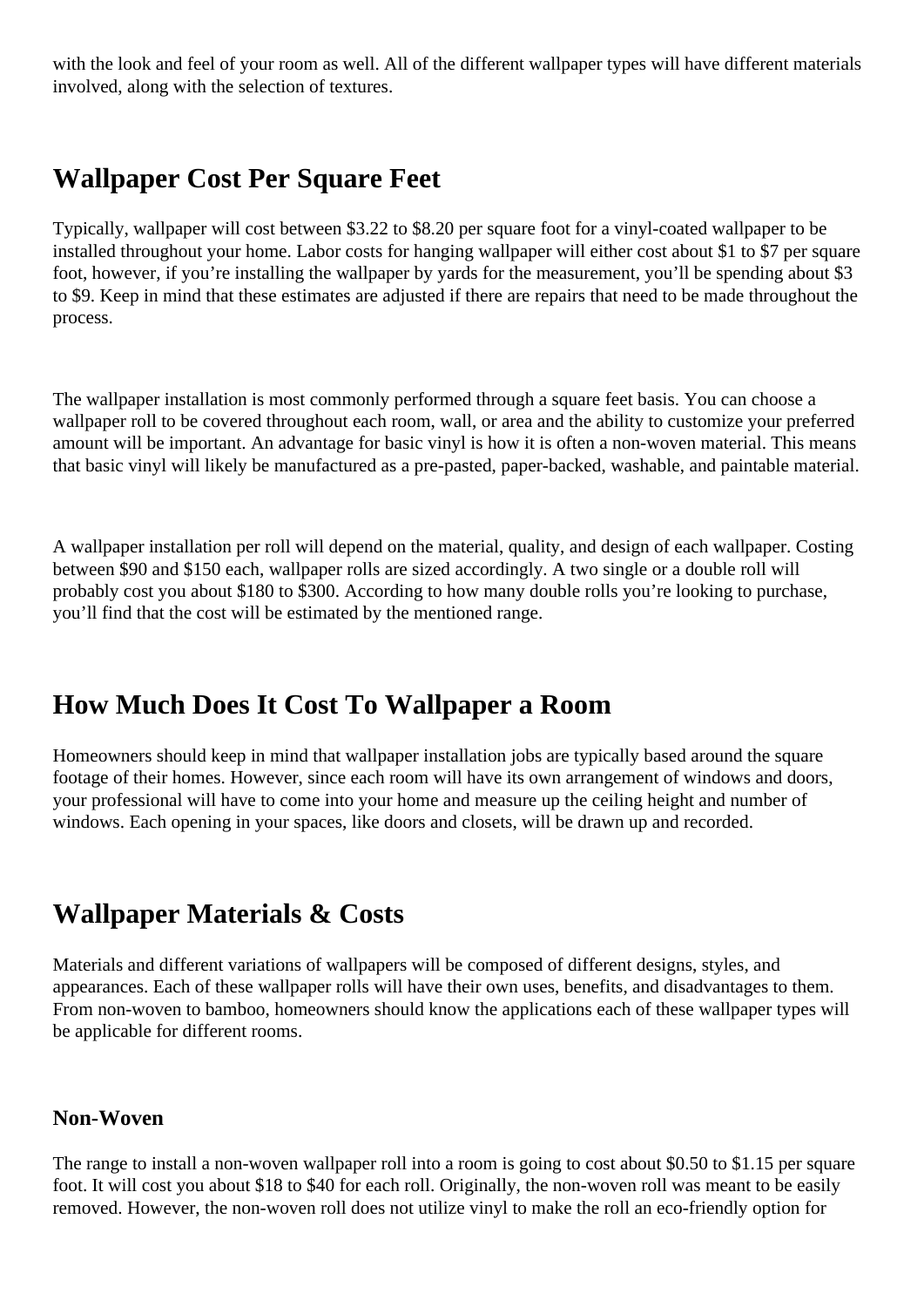with the look and feel of your room as well. All of the different wallpaper types will have different materials involved, along with the selection of textures.

## Wallpaper Cost Per Square Feet

Typically, wallpaper will cost between $3.22 to $8.20 per square foot for a vinyl-coated wallpaper to be installed throughout your home. Labor costs for hanging wallpaper will either cost about $1 to $7 per square foot, however, if you're installing the wallpaper by yards for the measurement, you'll be spending about $3 to $9. Keep in mind that these estimates are adjusted if there are repairs that need to be made throughout the process.

The wallpaper installation is most commonly performed through a square feet basis. You can choose a wallpaper roll to be covered throughout each room, wall, or area and the ability to customize your preferred amount will be important. An advantage for basic vinyl is how it is often a non-woven material. This means that basic vinyl will likely be manufactured as a pre-pasted, paper-backed, washable, and paintable material.

A wallpaper installation per roll will depend on the material, quality, and design of each wallpaper. Costing between $90 and $150 each, wallpaper rolls are sized accordingly. A two single or a double roll will probably cost you about $180 to $300. According to how many double rolls you're looking to purchase, you'll find that the cost will be estimated by the mentioned range.

## How Much Does It Cost To Wallpaper a Room

Homeowners should keep in mind that wallpaper installation jobs are typically based around the square footage of their homes. However, since each room will have its own arrangement of windows and doors, your professional will have to come into your home and measure up the ceiling height and number of windows. Each opening in your spaces, like doors and closets, will be drawn up and recorded.

## Wallpaper Materials & Costs

Materials and different variations of wallpapers will be composed of different designs, styles, and appearances. Each of these wallpaper rolls will have their own uses, benefits, and disadvantages to them. From non-woven to bamboo, homeowners should know the applications each of these wallpaper types will be applicable for different rooms.

### Non-Woven

The range to install a non-woven wallpaper roll into a room is going to cost about $0.50 to $1.15 per square foot. It will cost you about $18 to $40 for each roll. Originally, the non-woven roll was meant to be easily removed. However, the non-woven roll does not utilize vinyl to make the roll an eco-friendly option for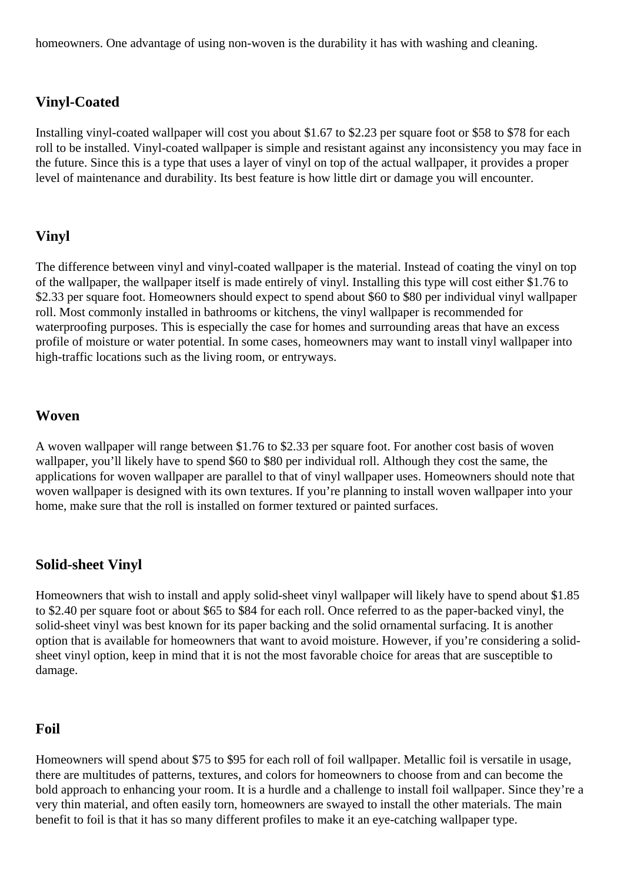homeowners. One advantage of using non-woven is the durability it has with washing and cleaning.

## Vinyl-Coated

Installing vinyl-coated wallpaper will cost you about $1.67 to $2.23 per square foot or $58 to $78 for each roll to be installed. Vinyl-coated wallpaper is simple and resistant against any inconsistency you may face in the future. Since this is a type that uses a layer of vinyl on top of the actual wallpaper, it provides a proper level of maintenance and durability. Its best feature is how little dirt or damage you will encounter.

## Vinyl

The difference between vinyl and vinyl-coated wallpaper is the material. Instead of coating the vinyl on top of the wallpaper, the wallpaper itself is made entirely of vinyl. Installing this type will cost either $1.76 to $2.33 per square foot. Homeowners should expect to spend about $60 to $80 per individual vinyl wallpaper roll. Most commonly installed in bathrooms or kitchens, the vinyl wallpaper is recommended for waterproofing purposes. This is especially the case for homes and surrounding areas that have an excess profile of moisture or water potential. In some cases, homeowners may want to install vinyl wallpaper into high-traffic locations such as the living room, or entryways.

## Woven

A woven wallpaper will range between $1.76 to $2.33 per square foot. For another cost basis of woven wallpaper, you'll likely have to spend $60 to $80 per individual roll. Although they cost the same, the applications for woven wallpaper are parallel to that of vinyl wallpaper uses. Homeowners should note that woven wallpaper is designed with its own textures. If you're planning to install woven wallpaper into your home, make sure that the roll is installed on former textured or painted surfaces.

## Solid-sheet Vinyl

Homeowners that wish to install and apply solid-sheet vinyl wallpaper will likely have to spend about $1.85 to $2.40 per square foot or about $65 to $84 for each roll. Once referred to as the paper-backed vinyl, the solid-sheet vinyl was best known for its paper backing and the solid ornamental surfacing. It is another option that is available for homeowners that want to avoid moisture. However, if you're considering a solid-sheet vinyl option, keep in mind that it is not the most favorable choice for areas that are susceptible to damage.

## Foil

Homeowners will spend about $75 to $95 for each roll of foil wallpaper. Metallic foil is versatile in usage, there are multitudes of patterns, textures, and colors for homeowners to choose from and can become the bold approach to enhancing your room. It is a hurdle and a challenge to install foil wallpaper. Since they're a very thin material, and often easily torn, homeowners are swayed to install the other materials. The main benefit to foil is that it has so many different profiles to make it an eye-catching wallpaper type.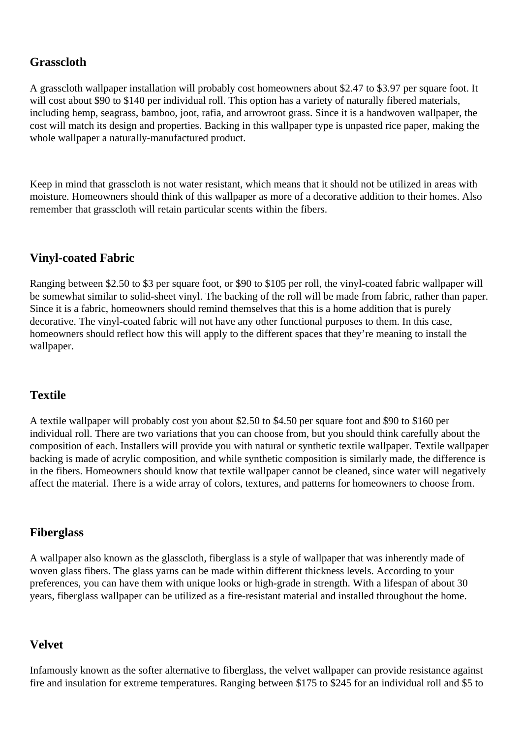### Grasscloth

A grasscloth wallpaper installation will probably cost homeowners about $2.47 to $3.97 per square foot. It will cost about $90 to $140 per individual roll. This option has a variety of naturally fibered materials, including hemp, seagrass, bamboo, joot, rafia, and arrowroot grass. Since it is a handwoven wallpaper, the cost will match its design and properties. Backing in this wallpaper type is unpasted rice paper, making the whole wallpaper a naturally-manufactured product.

Keep in mind that grasscloth is not water resistant, which means that it should not be utilized in areas with moisture. Homeowners should think of this wallpaper as more of a decorative addition to their homes. Also remember that grasscloth will retain particular scents within the fibers.

### Vinyl-coated Fabric

Ranging between $2.50 to $3 per square foot, or $90 to $105 per roll, the vinyl-coated fabric wallpaper will be somewhat similar to solid-sheet vinyl. The backing of the roll will be made from fabric, rather than paper. Since it is a fabric, homeowners should remind themselves that this is a home addition that is purely decorative. The vinyl-coated fabric will not have any other functional purposes to them. In this case, homeowners should reflect how this will apply to the different spaces that they're meaning to install the wallpaper.

### Textile

A textile wallpaper will probably cost you about $2.50 to $4.50 per square foot and $90 to $160 per individual roll. There are two variations that you can choose from, but you should think carefully about the composition of each. Installers will provide you with natural or synthetic textile wallpaper. Textile wallpaper backing is made of acrylic composition, and while synthetic composition is similarly made, the difference is in the fibers. Homeowners should know that textile wallpaper cannot be cleaned, since water will negatively affect the material. There is a wide array of colors, textures, and patterns for homeowners to choose from.

### Fiberglass

A wallpaper also known as the glasscloth, fiberglass is a style of wallpaper that was inherently made of woven glass fibers. The glass yarns can be made within different thickness levels. According to your preferences, you can have them with unique looks or high-grade in strength. With a lifespan of about 30 years, fiberglass wallpaper can be utilized as a fire-resistant material and installed throughout the home.

### Velvet

Infamously known as the softer alternative to fiberglass, the velvet wallpaper can provide resistance against fire and insulation for extreme temperatures. Ranging between $175 to $245 for an individual roll and $5 to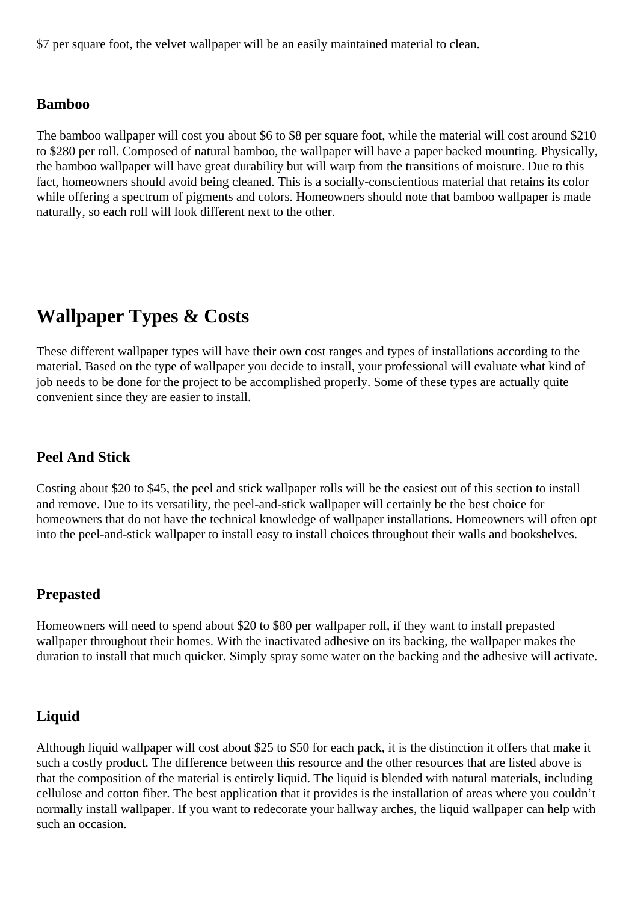$7 per square foot, the velvet wallpaper will be an easily maintained material to clean.

### Bamboo

The bamboo wallpaper will cost you about $6 to $8 per square foot, while the material will cost around $210 to $280 per roll. Composed of natural bamboo, the wallpaper will have a paper backed mounting. Physically, the bamboo wallpaper will have great durability but will warp from the transitions of moisture. Due to this fact, homeowners should avoid being cleaned. This is a socially-conscientious material that retains its color while offering a spectrum of pigments and colors. Homeowners should note that bamboo wallpaper is made naturally, so each roll will look different next to the other.

## Wallpaper Types & Costs

These different wallpaper types will have their own cost ranges and types of installations according to the material. Based on the type of wallpaper you decide to install, your professional will evaluate what kind of job needs to be done for the project to be accomplished properly. Some of these types are actually quite convenient since they are easier to install.

### Peel And Stick

Costing about $20 to $45, the peel and stick wallpaper rolls will be the easiest out of this section to install and remove. Due to its versatility, the peel-and-stick wallpaper will certainly be the best choice for homeowners that do not have the technical knowledge of wallpaper installations. Homeowners will often opt into the peel-and-stick wallpaper to install easy to install choices throughout their walls and bookshelves.

### Prepasted

Homeowners will need to spend about $20 to $80 per wallpaper roll, if they want to install prepasted wallpaper throughout their homes. With the inactivated adhesive on its backing, the wallpaper makes the duration to install that much quicker. Simply spray some water on the backing and the adhesive will activate.

### Liquid

Although liquid wallpaper will cost about $25 to $50 for each pack, it is the distinction it offers that make it such a costly product. The difference between this resource and the other resources that are listed above is that the composition of the material is entirely liquid. The liquid is blended with natural materials, including cellulose and cotton fiber. The best application that it provides is the installation of areas where you couldn't normally install wallpaper. If you want to redecorate your hallway arches, the liquid wallpaper can help with such an occasion.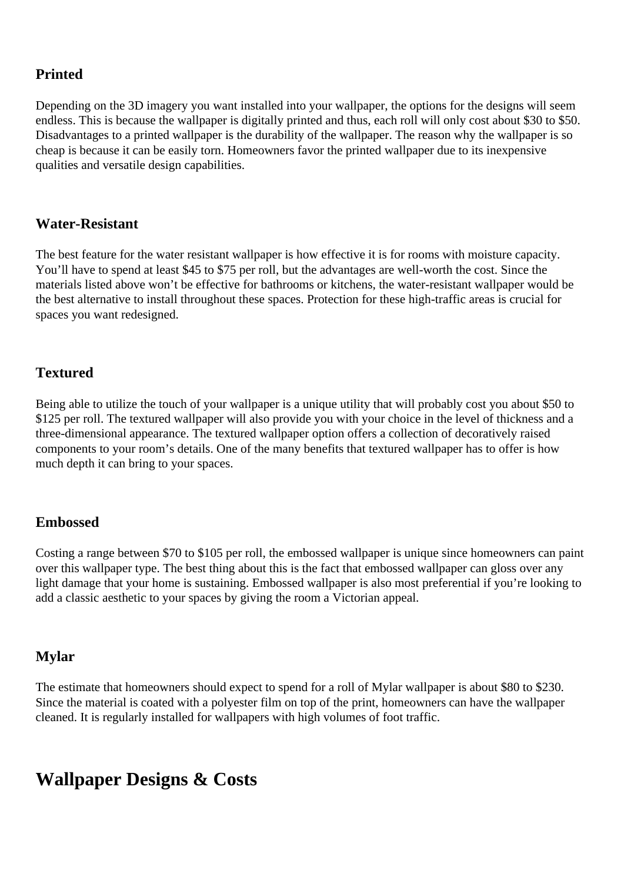### Printed

Depending on the 3D imagery you want installed into your wallpaper, the options for the designs will seem endless. This is because the wallpaper is digitally printed and thus, each roll will only cost about $30 to $50. Disadvantages to a printed wallpaper is the durability of the wallpaper. The reason why the wallpaper is so cheap is because it can be easily torn. Homeowners favor the printed wallpaper due to its inexpensive qualities and versatile design capabilities.

### Water-Resistant

The best feature for the water resistant wallpaper is how effective it is for rooms with moisture capacity. You'll have to spend at least $45 to $75 per roll, but the advantages are well-worth the cost. Since the materials listed above won't be effective for bathrooms or kitchens, the water-resistant wallpaper would be the best alternative to install throughout these spaces. Protection for these high-traffic areas is crucial for spaces you want redesigned.

### Textured

Being able to utilize the touch of your wallpaper is a unique utility that will probably cost you about $50 to $125 per roll. The textured wallpaper will also provide you with your choice in the level of thickness and a three-dimensional appearance. The textured wallpaper option offers a collection of decoratively raised components to your room's details. One of the many benefits that textured wallpaper has to offer is how much depth it can bring to your spaces.

### Embossed

Costing a range between $70 to $105 per roll, the embossed wallpaper is unique since homeowners can paint over this wallpaper type. The best thing about this is the fact that embossed wallpaper can gloss over any light damage that your home is sustaining. Embossed wallpaper is also most preferential if you're looking to add a classic aesthetic to your spaces by giving the room a Victorian appeal.

### Mylar

The estimate that homeowners should expect to spend for a roll of Mylar wallpaper is about $80 to $230. Since the material is coated with a polyester film on top of the print, homeowners can have the wallpaper cleaned. It is regularly installed for wallpapers with high volumes of foot traffic.

## Wallpaper Designs & Costs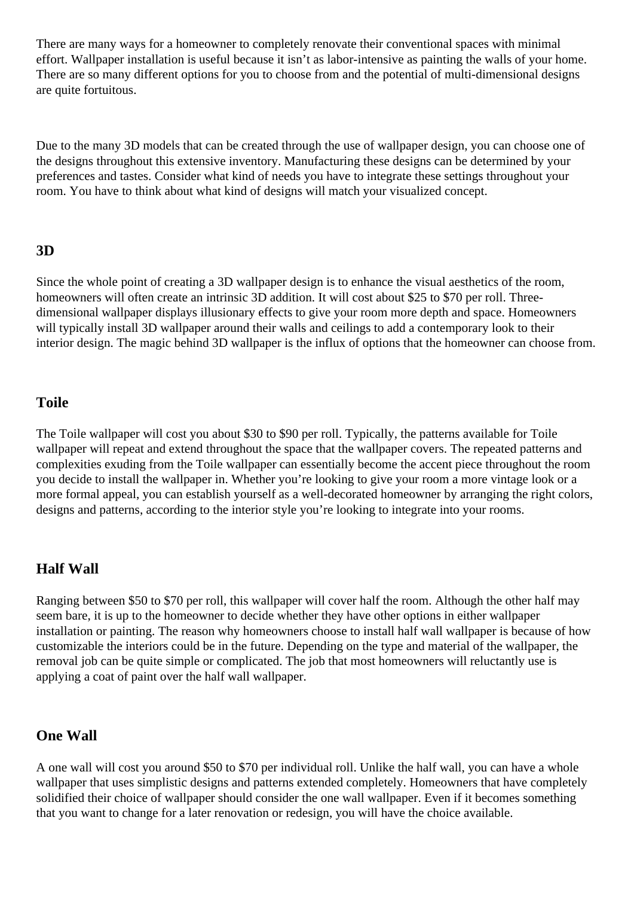There are many ways for a homeowner to completely renovate their conventional spaces with minimal effort. Wallpaper installation is useful because it isn't as labor-intensive as painting the walls of your home. There are so many different options for you to choose from and the potential of multi-dimensional designs are quite fortuitous.

Due to the many 3D models that can be created through the use of wallpaper design, you can choose one of the designs throughout this extensive inventory. Manufacturing these designs can be determined by your preferences and tastes. Consider what kind of needs you have to integrate these settings throughout your room. You have to think about what kind of designs will match your visualized concept.

### 3D

Since the whole point of creating a 3D wallpaper design is to enhance the visual aesthetics of the room, homeowners will often create an intrinsic 3D addition. It will cost about $25 to $70 per roll. Three-dimensional wallpaper displays illusionary effects to give your room more depth and space. Homeowners will typically install 3D wallpaper around their walls and ceilings to add a contemporary look to their interior design. The magic behind 3D wallpaper is the influx of options that the homeowner can choose from.

### Toile

The Toile wallpaper will cost you about $30 to $90 per roll. Typically, the patterns available for Toile wallpaper will repeat and extend throughout the space that the wallpaper covers. The repeated patterns and complexities exuding from the Toile wallpaper can essentially become the accent piece throughout the room you decide to install the wallpaper in. Whether you're looking to give your room a more vintage look or a more formal appeal, you can establish yourself as a well-decorated homeowner by arranging the right colors, designs and patterns, according to the interior style you're looking to integrate into your rooms.

### Half Wall

Ranging between $50 to $70 per roll, this wallpaper will cover half the room. Although the other half may seem bare, it is up to the homeowner to decide whether they have other options in either wallpaper installation or painting. The reason why homeowners choose to install half wall wallpaper is because of how customizable the interiors could be in the future. Depending on the type and material of the wallpaper, the removal job can be quite simple or complicated. The job that most homeowners will reluctantly use is applying a coat of paint over the half wall wallpaper.

### One Wall

A one wall will cost you around $50 to $70 per individual roll. Unlike the half wall, you can have a whole wallpaper that uses simplistic designs and patterns extended completely. Homeowners that have completely solidified their choice of wallpaper should consider the one wall wallpaper. Even if it becomes something that you want to change for a later renovation or redesign, you will have the choice available.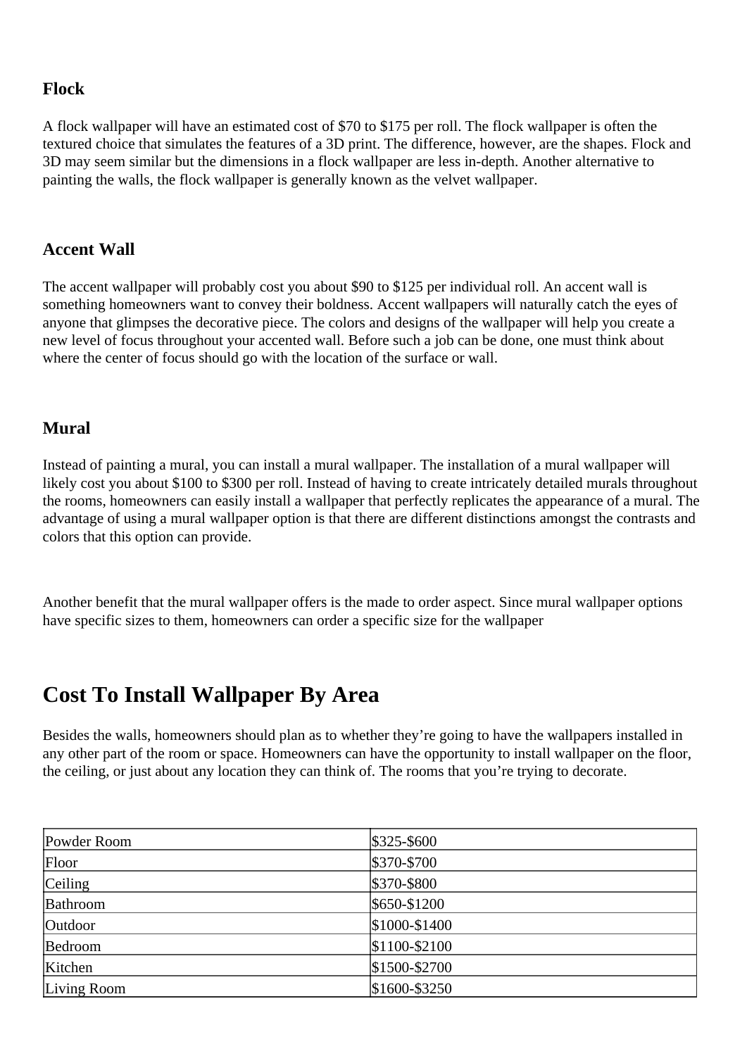### Flock

A flock wallpaper will have an estimated cost of $70 to $175 per roll. The flock wallpaper is often the textured choice that simulates the features of a 3D print. The difference, however, are the shapes. Flock and 3D may seem similar but the dimensions in a flock wallpaper are less in-depth. Another alternative to painting the walls, the flock wallpaper is generally known as the velvet wallpaper.

### Accent Wall

The accent wallpaper will probably cost you about $90 to $125 per individual roll. An accent wall is something homeowners want to convey their boldness. Accent wallpapers will naturally catch the eyes of anyone that glimpses the decorative piece. The colors and designs of the wallpaper will help you create a new level of focus throughout your accented wall. Before such a job can be done, one must think about where the center of focus should go with the location of the surface or wall.

### Mural

Instead of painting a mural, you can install a mural wallpaper. The installation of a mural wallpaper will likely cost you about $100 to $300 per roll. Instead of having to create intricately detailed murals throughout the rooms, homeowners can easily install a wallpaper that perfectly replicates the appearance of a mural. The advantage of using a mural wallpaper option is that there are different distinctions amongst the contrasts and colors that this option can provide.

Another benefit that the mural wallpaper offers is the made to order aspect. Since mural wallpaper options have specific sizes to them, homeowners can order a specific size for the wallpaper

## Cost To Install Wallpaper By Area

Besides the walls, homeowners should plan as to whether they're going to have the wallpapers installed in any other part of the room or space. Homeowners can have the opportunity to install wallpaper on the floor, the ceiling, or just about any location they can think of. The rooms that you're trying to decorate.

| | |
|---|---|
| Powder Room | $325-$600 |
| Floor | $370-$700 |
| Ceiling | $370-$800 |
| Bathroom | $650-$1200 |
| Outdoor | $1000-$1400 |
| Bedroom | $1100-$2100 |
| Kitchen | $1500-$2700 |
| Living Room | $1600-$3250 |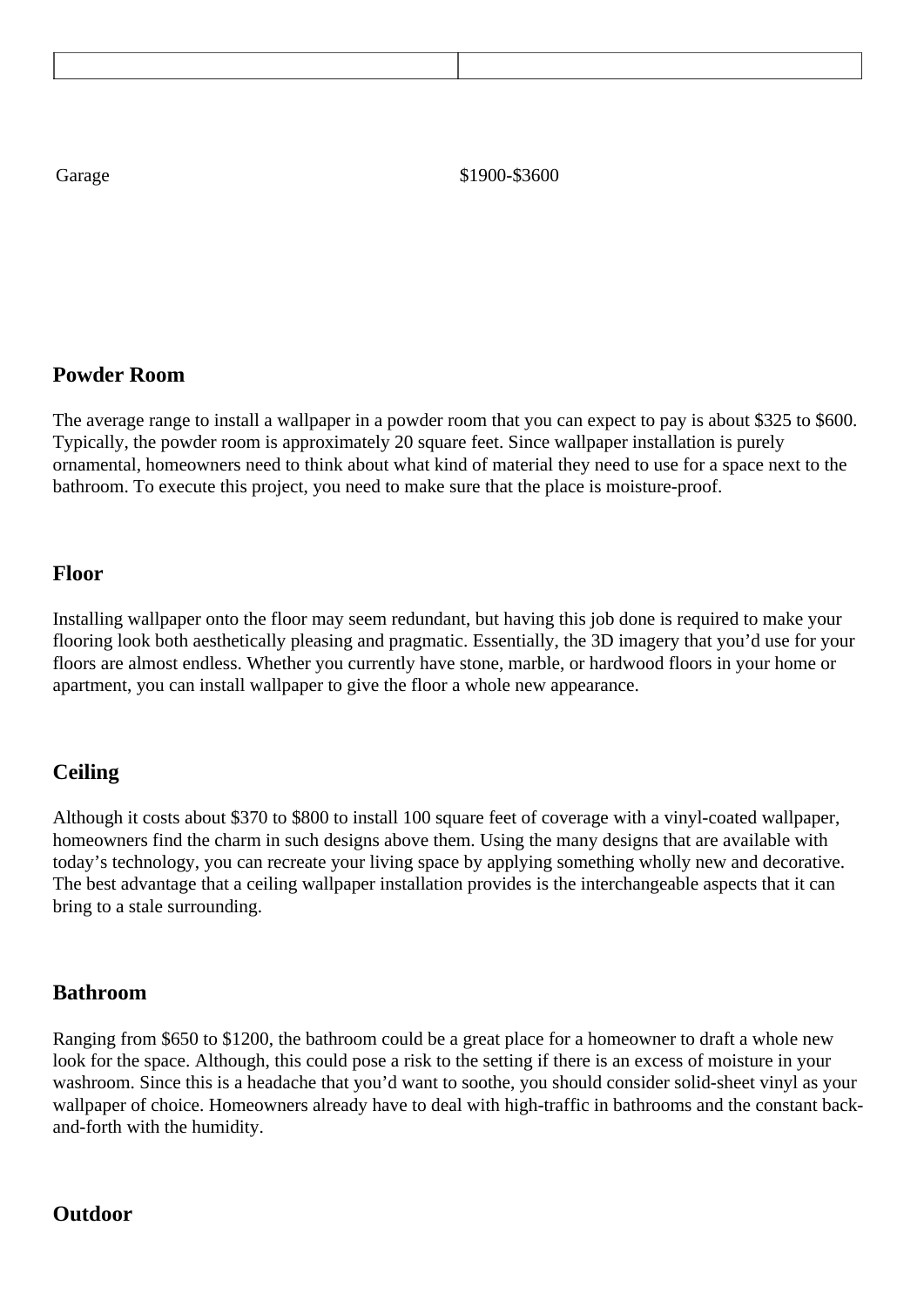| | |
|---|---|
| Garage | $1900-$3600 |

## Powder Room

The average range to install a wallpaper in a powder room that you can expect to pay is about $325 to $600. Typically, the powder room is approximately 20 square feet. Since wallpaper installation is purely ornamental, homeowners need to think about what kind of material they need to use for a space next to the bathroom. To execute this project, you need to make sure that the place is moisture-proof.

## Floor

Installing wallpaper onto the floor may seem redundant, but having this job done is required to make your flooring look both aesthetically pleasing and pragmatic. Essentially, the 3D imagery that you'd use for your floors are almost endless. Whether you currently have stone, marble, or hardwood floors in your home or apartment, you can install wallpaper to give the floor a whole new appearance.

## Ceiling

Although it costs about $370 to $800 to install 100 square feet of coverage with a vinyl-coated wallpaper, homeowners find the charm in such designs above them. Using the many designs that are available with today's technology, you can recreate your living space by applying something wholly new and decorative. The best advantage that a ceiling wallpaper installation provides is the interchangeable aspects that it can bring to a stale surrounding.

## Bathroom

Ranging from $650 to $1200, the bathroom could be a great place for a homeowner to draft a whole new look for the space. Although, this could pose a risk to the setting if there is an excess of moisture in your washroom. Since this is a headache that you'd want to soothe, you should consider solid-sheet vinyl as your wallpaper of choice. Homeowners already have to deal with high-traffic in bathrooms and the constant back-and-forth with the humidity.

## Outdoor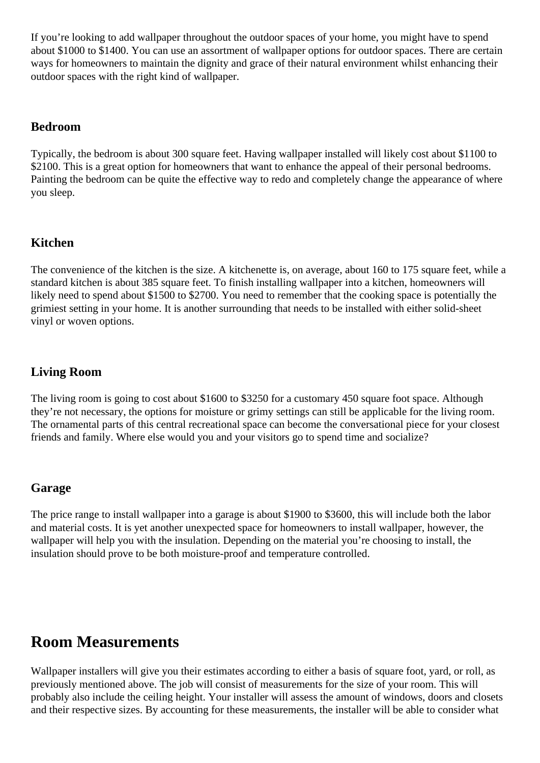If you're looking to add wallpaper throughout the outdoor spaces of your home, you might have to spend about $1000 to $1400. You can use an assortment of wallpaper options for outdoor spaces. There are certain ways for homeowners to maintain the dignity and grace of their natural environment whilst enhancing their outdoor spaces with the right kind of wallpaper.

### Bedroom

Typically, the bedroom is about 300 square feet. Having wallpaper installed will likely cost about $1100 to $2100. This is a great option for homeowners that want to enhance the appeal of their personal bedrooms. Painting the bedroom can be quite the effective way to redo and completely change the appearance of where you sleep.

### Kitchen

The convenience of the kitchen is the size. A kitchenette is, on average, about 160 to 175 square feet, while a standard kitchen is about 385 square feet. To finish installing wallpaper into a kitchen, homeowners will likely need to spend about $1500 to $2700. You need to remember that the cooking space is potentially the grimiest setting in your home. It is another surrounding that needs to be installed with either solid-sheet vinyl or woven options.

### Living Room

The living room is going to cost about $1600 to $3250 for a customary 450 square foot space. Although they're not necessary, the options for moisture or grimy settings can still be applicable for the living room. The ornamental parts of this central recreational space can become the conversational piece for your closest friends and family. Where else would you and your visitors go to spend time and socialize?

### Garage

The price range to install wallpaper into a garage is about $1900 to $3600, this will include both the labor and material costs. It is yet another unexpected space for homeowners to install wallpaper, however, the wallpaper will help you with the insulation. Depending on the material you're choosing to install, the insulation should prove to be both moisture-proof and temperature controlled.

## Room Measurements

Wallpaper installers will give you their estimates according to either a basis of square foot, yard, or roll, as previously mentioned above. The job will consist of measurements for the size of your room. This will probably also include the ceiling height. Your installer will assess the amount of windows, doors and closets and their respective sizes. By accounting for these measurements, the installer will be able to consider what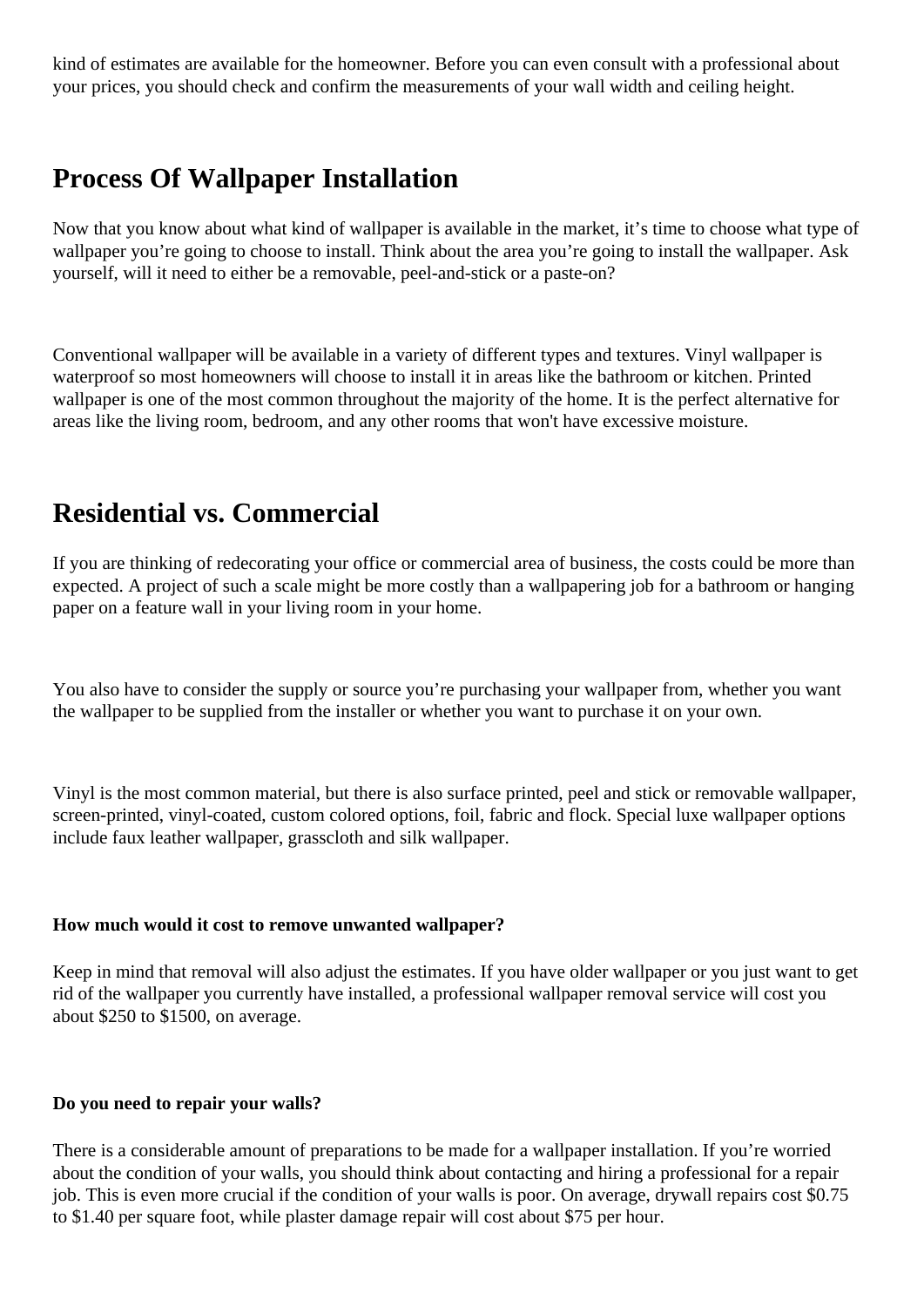kind of estimates are available for the homeowner. Before you can even consult with a professional about your prices, you should check and confirm the measurements of your wall width and ceiling height.

## Process Of Wallpaper Installation

Now that you know about what kind of wallpaper is available in the market, it's time to choose what type of wallpaper you're going to choose to install. Think about the area you're going to install the wallpaper. Ask yourself, will it need to either be a removable, peel-and-stick or a paste-on?

Conventional wallpaper will be available in a variety of different types and textures. Vinyl wallpaper is waterproof so most homeowners will choose to install it in areas like the bathroom or kitchen. Printed wallpaper is one of the most common throughout the majority of the home. It is the perfect alternative for areas like the living room, bedroom, and any other rooms that won't have excessive moisture.

## Residential vs. Commercial

If you are thinking of redecorating your office or commercial area of business, the costs could be more than expected. A project of such a scale might be more costly than a wallpapering job for a bathroom or hanging paper on a feature wall in your living room in your home.

You also have to consider the supply or source you're purchasing your wallpaper from, whether you want the wallpaper to be supplied from the installer or whether you want to purchase it on your own.

Vinyl is the most common material, but there is also surface printed, peel and stick or removable wallpaper, screen-printed, vinyl-coated, custom colored options, foil, fabric and flock. Special luxe wallpaper options include faux leather wallpaper, grasscloth and silk wallpaper.

#### How much would it cost to remove unwanted wallpaper?

Keep in mind that removal will also adjust the estimates. If you have older wallpaper or you just want to get rid of the wallpaper you currently have installed, a professional wallpaper removal service will cost you about $250 to $1500, on average.

#### Do you need to repair your walls?

There is a considerable amount of preparations to be made for a wallpaper installation. If you're worried about the condition of your walls, you should think about contacting and hiring a professional for a repair job. This is even more crucial if the condition of your walls is poor. On average, drywall repairs cost $0.75 to $1.40 per square foot, while plaster damage repair will cost about $75 per hour.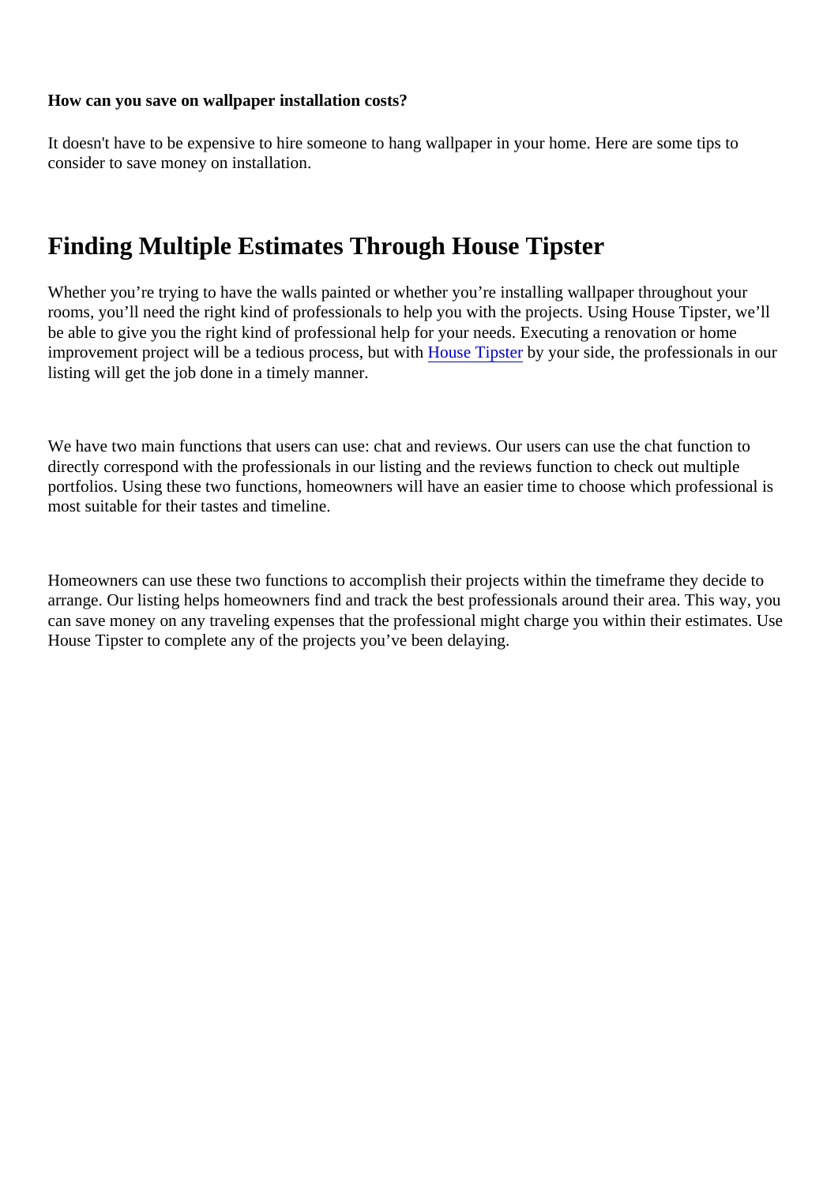**How can you save on wallpaper installation costs?**

It doesn't have to be expensive to hire someone to hang wallpaper in your home. Here are some tips to consider to save money on installation.

## Finding Multiple Estimates Through House Tipster

Whether you're trying to have the walls painted or whether you're installing wallpaper throughout your rooms, you'll need the right kind of professionals to help you with the projects. Using House Tipster, we'll be able to give you the right kind of professional help for your needs. Executing a renovation or home improvement project will be a tedious process, but with House Tipster by your side, the professionals in our listing will get the job done in a timely manner.

We have two main functions that users can use: chat and reviews. Our users can use the chat function to directly correspond with the professionals in our listing and the reviews function to check out multiple portfolios. Using these two functions, homeowners will have an easier time to choose which professional is most suitable for their tastes and timeline.

Homeowners can use these two functions to accomplish their projects within the timeframe they decide to arrange. Our listing helps homeowners find and track the best professionals around their area. This way, you can save money on any traveling expenses that the professional might charge you within their estimates. Use House Tipster to complete any of the projects you've been delaying.